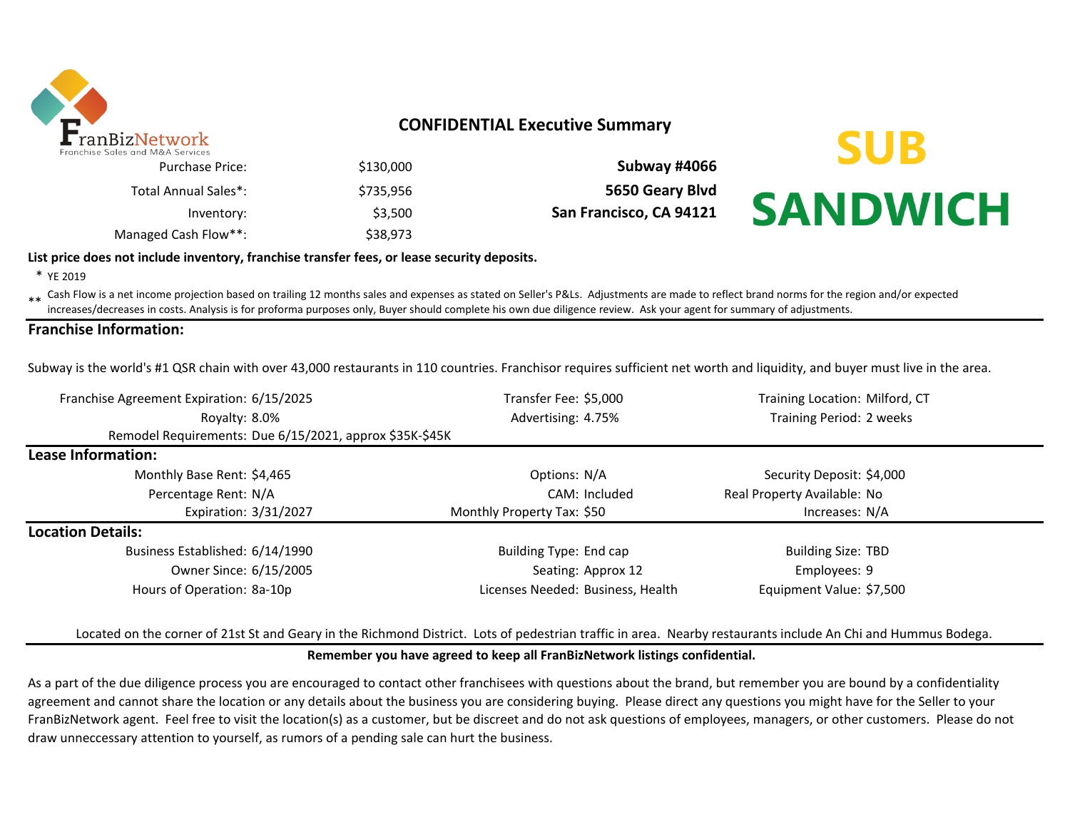FranBizNetwork
Franchise Sales and M&A Services

## CONFIDENTIAL Executive Summary

SUB SANDWICH

| | | |
|---|---|---|
| Purchase Price: | $130,000 | **Subway #4066** |
| Total Annual Sales*: | $735,956 | **5650 Geary Blvd** |
| Inventory: | $3,500 | **San Francisco, CA 94121** |
| Managed Cash Flow**: | $38,973 | |

**List price does not include inventory, franchise transfer fees, or lease security deposits.**

\* YE 2019

\*\* Cash Flow is a net income projection based on trailing 12 months sales and expenses as stated on Seller's P&Ls. Adjustments are made to reflect brand norms for the region and/or expected increases/decreases in costs. Analysis is for proforma purposes only, Buyer should complete his own due diligence review. Ask your agent for summary of adjustments.

## Franchise Information:

Subway is the world's #1 QSR chain with over 43,000 restaurants in 110 countries. Franchisor requires sufficient net worth and liquidity, and buyer must live in the area.

| | | | | | |
|---|---|---|---|---|---|
| Franchise Agreement Expiration: | 6/15/2025 | Transfer Fee: | $5,000 | Training Location: | Milford, CT |
| Royalty: | 8.0% | Advertising: | 4.75% | Training Period: | 2 weeks |
| Remodel Requirements: | Due 6/15/2021, approx $35K-$45K | | | | |

## Lease Information:

| | | | | | |
|---|---|---|---|---|---|
| Monthly Base Rent: | $4,465 | Options: | N/A | Security Deposit: | $4,000 |
| Percentage Rent: | N/A | CAM: | Included | Real Property Available: | No |
| Expiration: | 3/31/2027 | Monthly Property Tax: | $50 | Increases: | N/A |

## Location Details:

| | | | | | |
|---|---|---|---|---|---|
| Business Established: | 6/14/1990 | Building Type: | End cap | Building Size: | TBD |
| Owner Since: | 6/15/2005 | Seating: | Approx 12 | Employees: | 9 |
| Hours of Operation: | 8a-10p | Licenses Needed: | Business, Health | Equipment Value: | $7,500 |

Located on the corner of 21st St and Geary in the Richmond District. Lots of pedestrian traffic in area. Nearby restaurants include An Chi and Hummus Bodega.

**Remember you have agreed to keep all FranBizNetwork listings confidential.**

As a part of the due diligence process you are encouraged to contact other franchisees with questions about the brand, but remember you are bound by a confidentiality agreement and cannot share the location or any details about the business you are considering buying. Please direct any questions you might have for the Seller to your FranBizNetwork agent. Feel free to visit the location(s) as a customer, but be discreet and do not ask questions of employees, managers, or other customers. Please do not draw unneccessary attention to yourself, as rumors of a pending sale can hurt the business.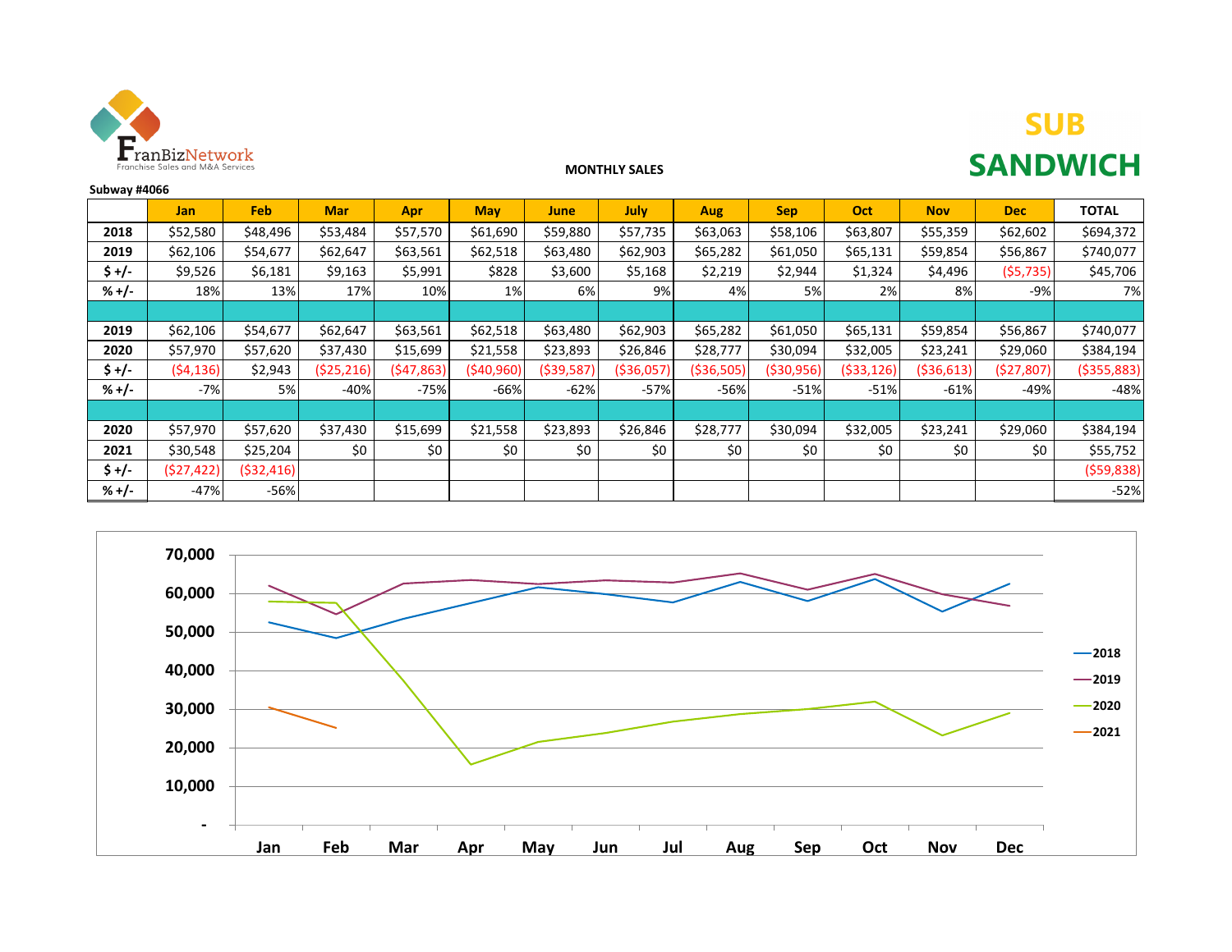FranBizNetwork
Franchise Sales and M&A Services

**MONTHLY SALES**

**SUB SANDWICH**

**Subway #4066**

| | Jan | Feb | Mar | Apr | May | June | July | Aug | Sep | Oct | Nov | Dec | TOTAL |
|---|---|---|---|---|---|---|---|---|---|---|---|---|---|
| **2018** | $52,580 | $48,496 | $53,484 | $57,570 | $61,690 | $59,880 | $57,735 | $63,063 | $58,106 | $63,807 | $55,359 | $62,602 | $694,372 |
| **2019** | $62,106 | $54,677 | $62,647 | $63,561 | $62,518 | $63,480 | $62,903 | $65,282 | $61,050 | $65,131 | $59,854 | $56,867 | $740,077 |
| **$ +/-** | $9,526 | $6,181 | $9,163 | $5,991 | $828 | $3,600 | $5,168 | $2,219 | $2,944 | $1,324 | $4,496 | ($5,735) | $45,706 |
| **% +/-** | 18% | 13% | 17% | 10% | 1% | 6% | 9% | 4% | 5% | 2% | 8% | -9% | 7% |
| | | | | | | | | | | | | | |
| **2019** | $62,106 | $54,677 | $62,647 | $63,561 | $62,518 | $63,480 | $62,903 | $65,282 | $61,050 | $65,131 | $59,854 | $56,867 | $740,077 |
| **2020** | $57,970 | $57,620 | $37,430 | $15,699 | $21,558 | $23,893 | $26,846 | $28,777 | $30,094 | $32,005 | $23,241 | $29,060 | $384,194 |
| **$ +/-** | ($4,136) | $2,943 | ($25,216) | ($47,863) | ($40,960) | ($39,587) | ($36,057) | ($36,505) | ($30,956) | ($33,126) | ($36,613) | ($27,807) | ($355,883) |
| **% +/-** | -7% | 5% | -40% | -75% | -66% | -62% | -57% | -56% | -51% | -51% | -61% | -49% | -48% |
| | | | | | | | | | | | | | |
| **2020** | $57,970 | $57,620 | $37,430 | $15,699 | $21,558 | $23,893 | $26,846 | $28,777 | $30,094 | $32,005 | $23,241 | $29,060 | $384,194 |
| **2021** | $30,548 | $25,204 | $0 | $0 | $0 | $0 | $0 | $0 | $0 | $0 | $0 | $0 | $55,752 |
| **$ +/-** | ($27,422) | ($32,416) | | | | | | | | | | | ($59,838) |
| **% +/-** | -47% | -56% | | | | | | | | | | | -52% |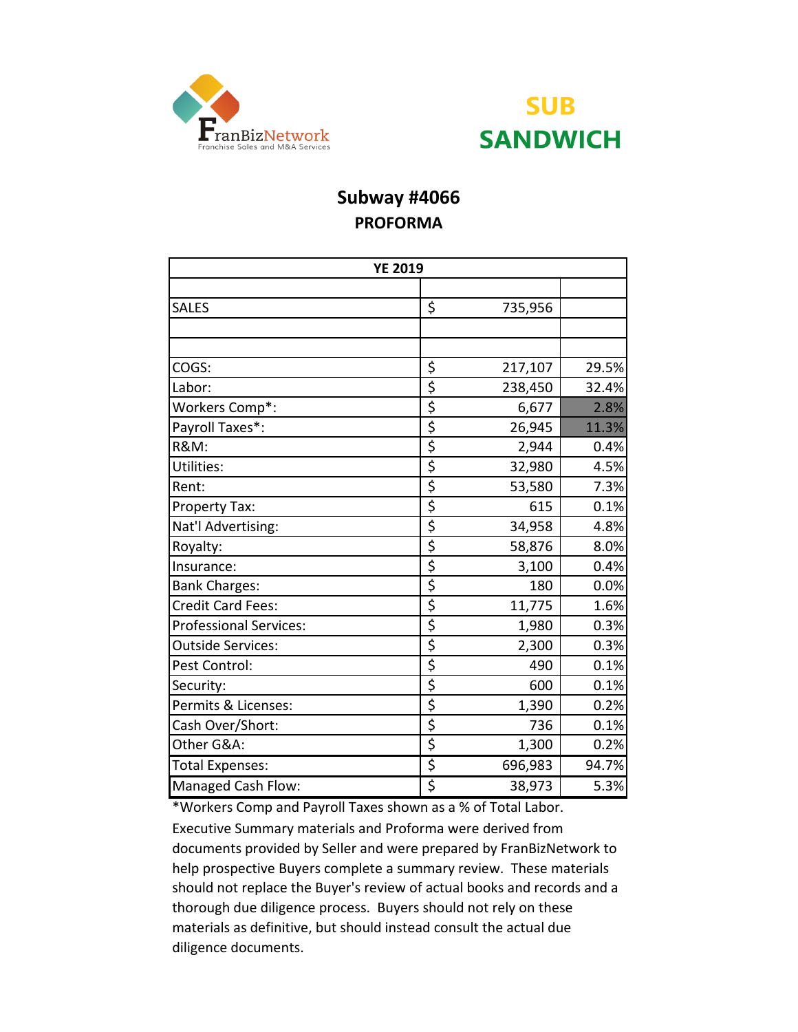FranBizNetwork
Franchise Sales and M&A Services

**SUB SANDWICH**

# Subway #4066

## PROFORMA

| YE 2019 | | | |
|---|---|---|---|
| | | | |
| SALES | $ | 735,956 | |
| | | | |
| | | | |
| COGS: | $ | 217,107 | 29.5% |
| Labor: | $ | 238,450 | 32.4% |
| Workers Comp*: | $ | 6,677 | 2.8% |
| Payroll Taxes*: | $ | 26,945 | 11.3% |
| R&M: | $ | 2,944 | 0.4% |
| Utilities: | $ | 32,980 | 4.5% |
| Rent: | $ | 53,580 | 7.3% |
| Property Tax: | $ | 615 | 0.1% |
| Nat'l Advertising: | $ | 34,958 | 4.8% |
| Royalty: | $ | 58,876 | 8.0% |
| Insurance: | $ | 3,100 | 0.4% |
| Bank Charges: | $ | 180 | 0.0% |
| Credit Card Fees: | $ | 11,775 | 1.6% |
| Professional Services: | $ | 1,980 | 0.3% |
| Outside Services: | $ | 2,300 | 0.3% |
| Pest Control: | $ | 490 | 0.1% |
| Security: | $ | 600 | 0.1% |
| Permits & Licenses: | $ | 1,390 | 0.2% |
| Cash Over/Short: | $ | 736 | 0.1% |
| Other G&A: | $ | 1,300 | 0.2% |
| Total Expenses: | $ | 696,983 | 94.7% |
| Managed Cash Flow: | $ | 38,973 | 5.3% |

*Workers Comp and Payroll Taxes shown as a % of Total Labor.

Executive Summary materials and Proforma were derived from documents provided by Seller and were prepared by FranBizNetwork to help prospective Buyers complete a summary review. These materials should not replace the Buyer's review of actual books and records and a thorough due diligence process. Buyers should not rely on these materials as definitive, but should instead consult the actual due diligence documents.